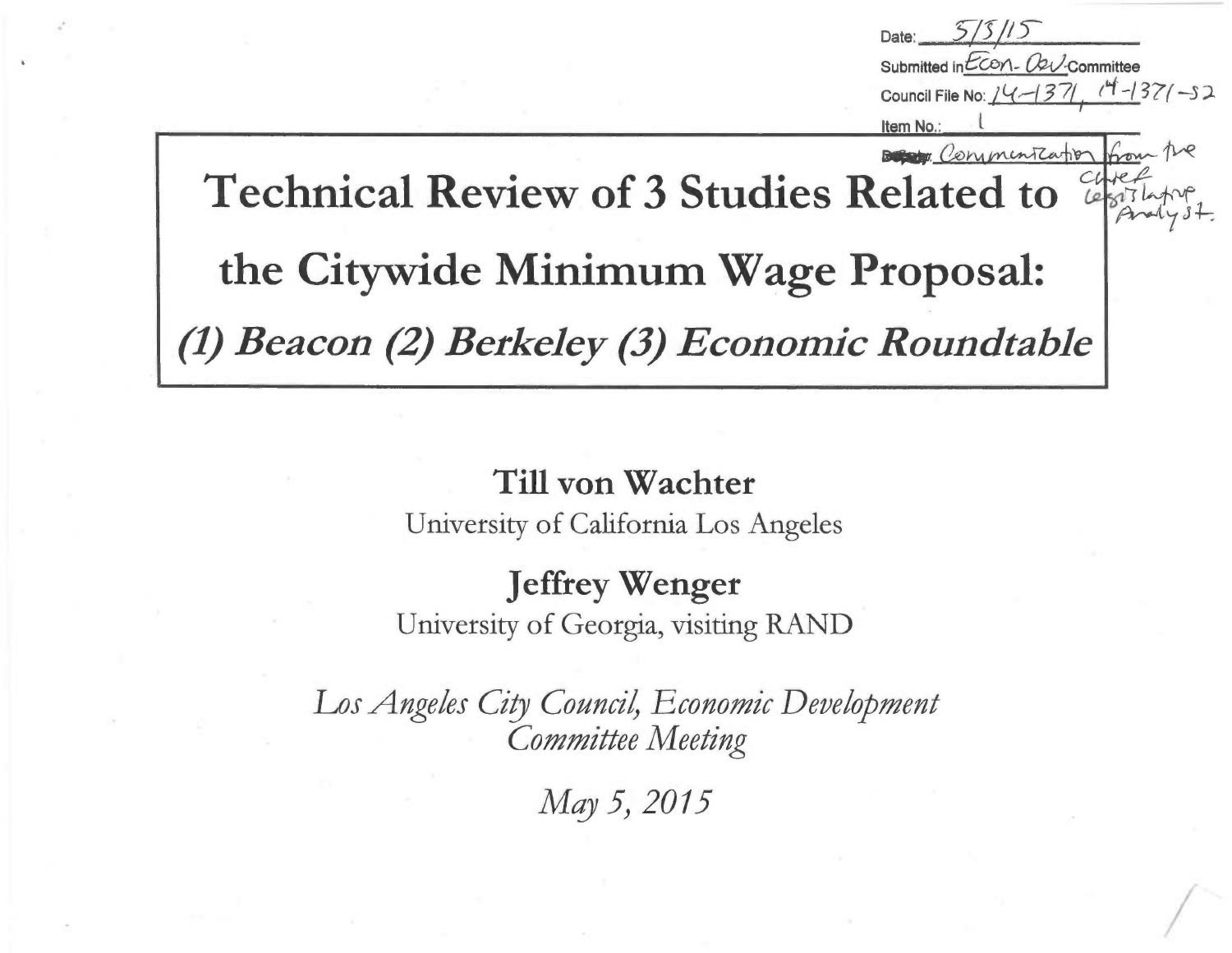Date: 5/5/15

Submitted in Econ. Dev. Committee

Council File No: 14-1371, 14-1371-S2

Item No.: 1

Deputy: Communication from the Chief Legislative Analyst.

# Technical Review of 3 Studies Related to the Citywide Minimum Wage Proposal:

## *(1) Beacon (2) Berkeley (3) Economic Roundtable*

**Till von Wachter**

University of California Los Angeles

**Jeffrey Wenger**

University of Georgia, visiting RAND

*Los Angeles City Council, Economic Development Committee Meeting*

*May 5, 2015*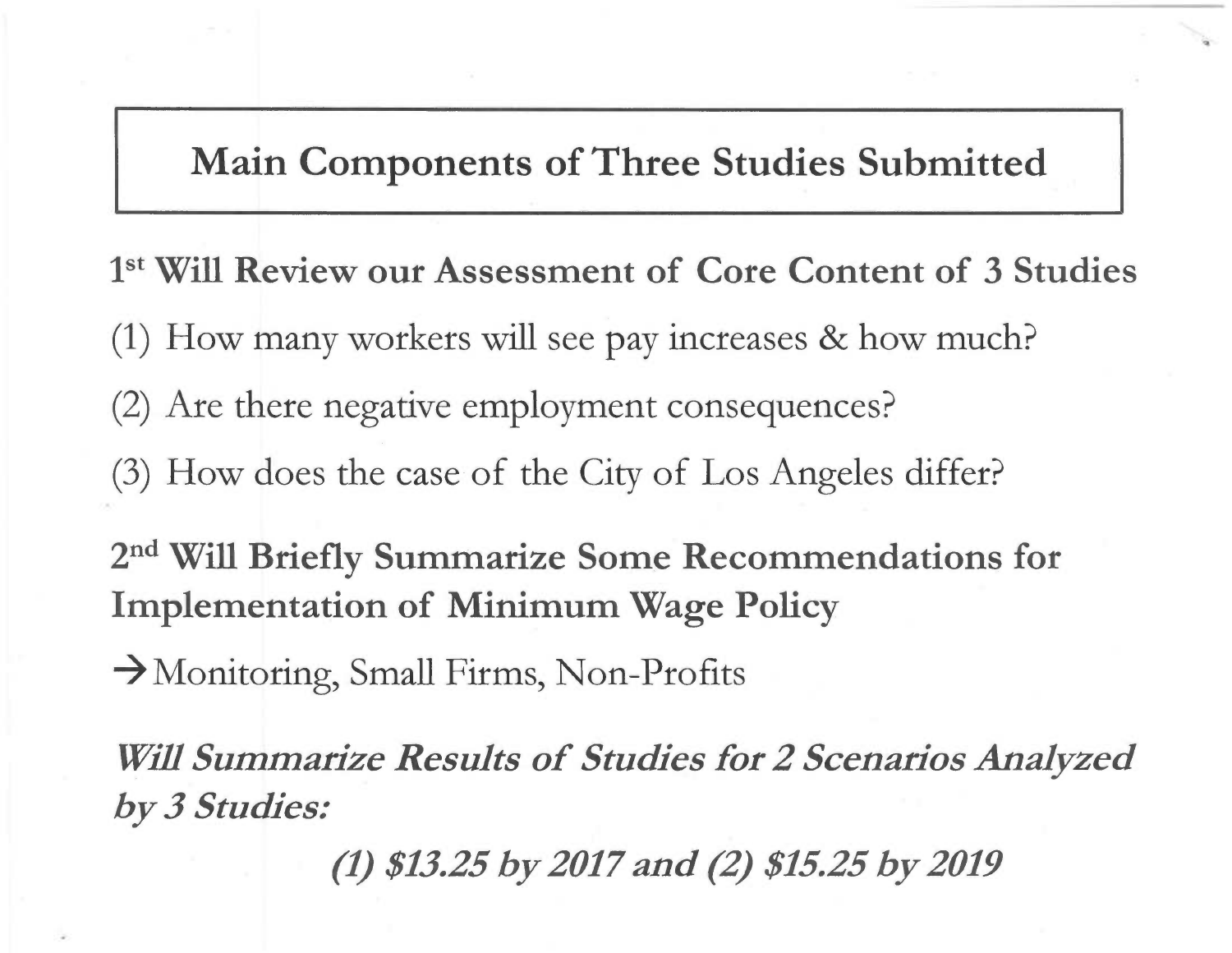# Main Components of Three Studies Submitted

**1st Will Review our Assessment of Core Content of 3 Studies**

(1) How many workers will see pay increases & how much?

(2) Are there negative employment consequences?

(3) How does the case of the City of Los Angeles differ?

**2nd Will Briefly Summarize Some Recommendations for Implementation of Minimum Wage Policy**

→ Monitoring, Small Firms, Non-Profits

***Will Summarize Results of Studies for 2 Scenarios Analyzed by 3 Studies:***

***(1) $13.25 by 2017 and (2) $15.25 by 2019***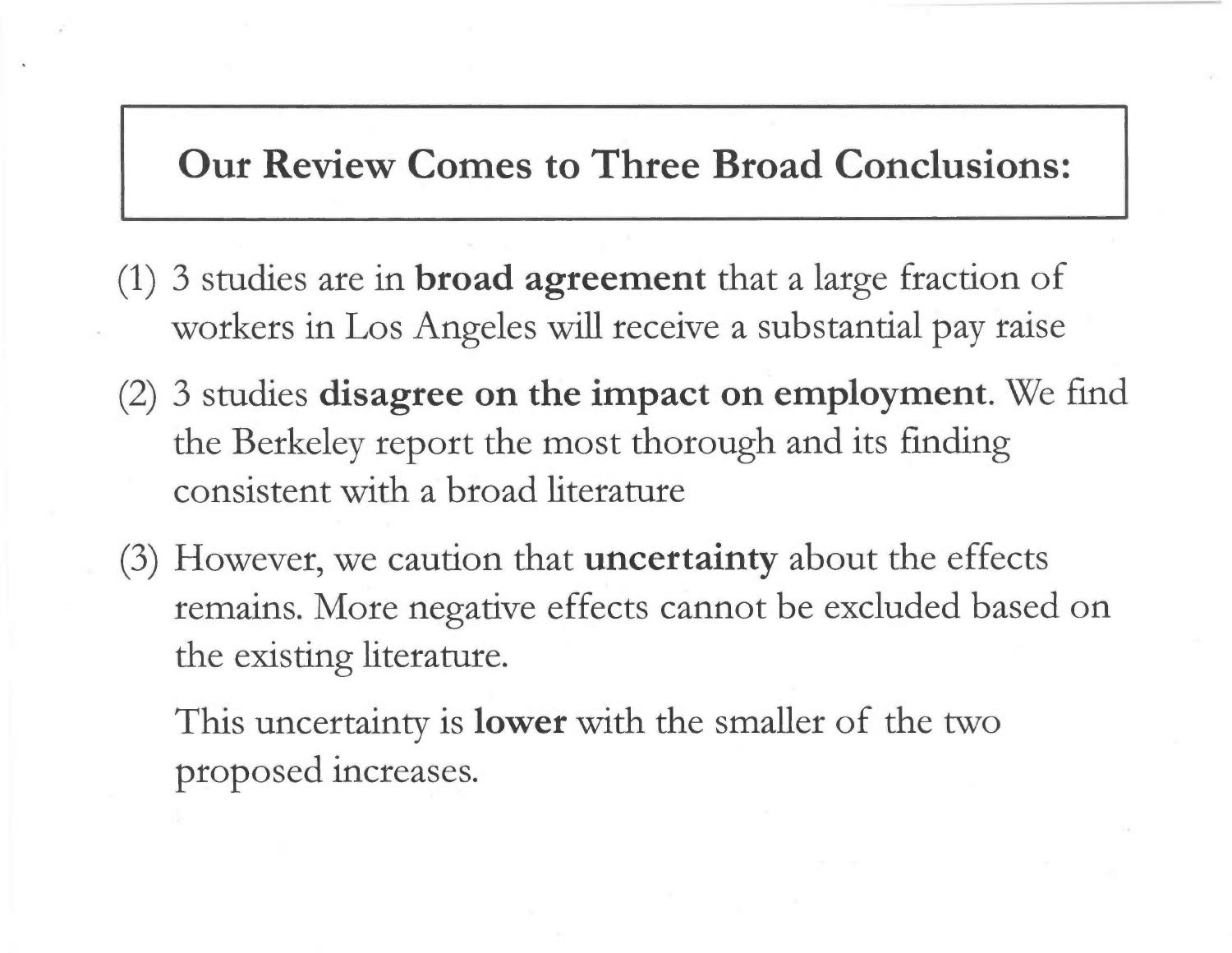## Our Review Comes to Three Broad Conclusions:

(1) 3 studies are in **broad agreement** that a large fraction of workers in Los Angeles will receive a substantial pay raise

(2) 3 studies **disagree on the impact on employment**. We find the Berkeley report the most thorough and its finding consistent with a broad literature

(3) However, we caution that **uncertainty** about the effects remains. More negative effects cannot be excluded based on the existing literature.

This uncertainty is **lower** with the smaller of the two proposed increases.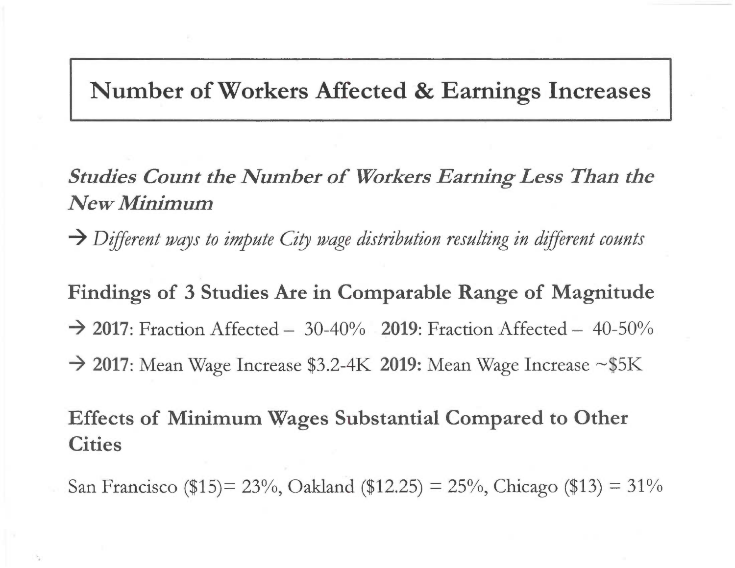# Number of Workers Affected & Earnings Increases

## *Studies Count the Number of Workers Earning Less Than the New Minimum*

→ *Different ways to impute City wage distribution resulting in different counts*

## Findings of 3 Studies Are in Comparable Range of Magnitude

→ **2017**: Fraction Affected – 30-40% **2019**: Fraction Affected – 40-50%

→ **2017**: Mean Wage Increase $3.2-4K **2019:** Mean Wage Increase ~$5K

## Effects of Minimum Wages Substantial Compared to Other Cities

San Francisco ($15)= 23%, Oakland ($12.25) = 25%, Chicago ($13) = 31%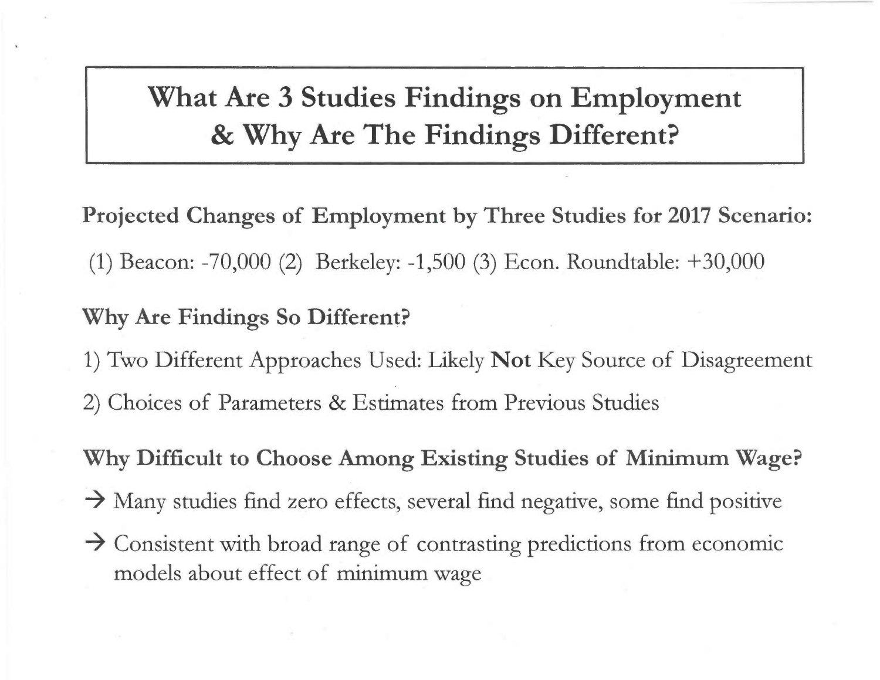# What Are 3 Studies Findings on Employment & Why Are The Findings Different?

**Projected Changes of Employment by Three Studies for 2017 Scenario:**

(1) Beacon: -70,000 (2) Berkeley: -1,500 (3) Econ. Roundtable: +30,000

**Why Are Findings So Different?**

1) Two Different Approaches Used: Likely **Not** Key Source of Disagreement

2) Choices of Parameters & Estimates from Previous Studies

**Why Difficult to Choose Among Existing Studies of Minimum Wage?**

→ Many studies find zero effects, several find negative, some find positive

→ Consistent with broad range of contrasting predictions from economic models about effect of minimum wage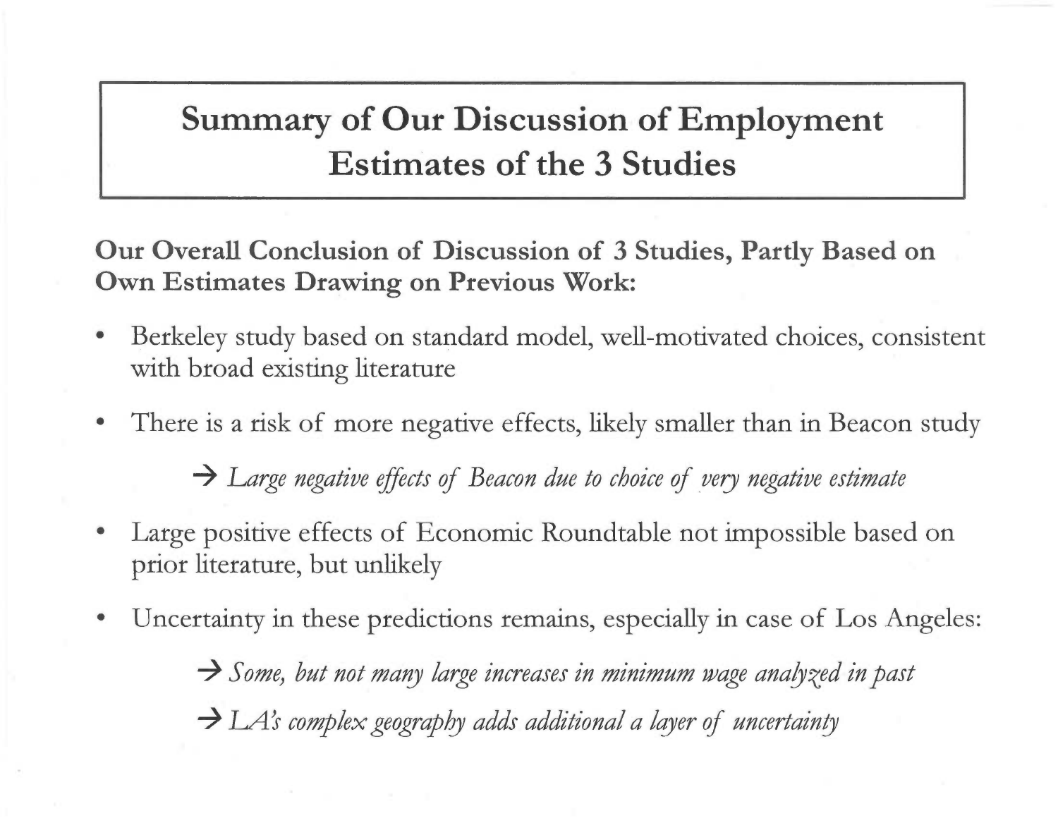# Summary of Our Discussion of Employment Estimates of the 3 Studies

**Our Overall Conclusion of Discussion of 3 Studies, Partly Based on Own Estimates Drawing on Previous Work:**

- Berkeley study based on standard model, well-motivated choices, consistent with broad existing literature
- There is a risk of more negative effects, likely smaller than in Beacon study

  → *Large negative effects of Beacon due to choice of very negative estimate*

- Large positive effects of Economic Roundtable not impossible based on prior literature, but unlikely
- Uncertainty in these predictions remains, especially in case of Los Angeles:

  → *Some, but not many large increases in minimum wage analyzed in past*

  → *LA's complex geography adds additional a layer of uncertainty*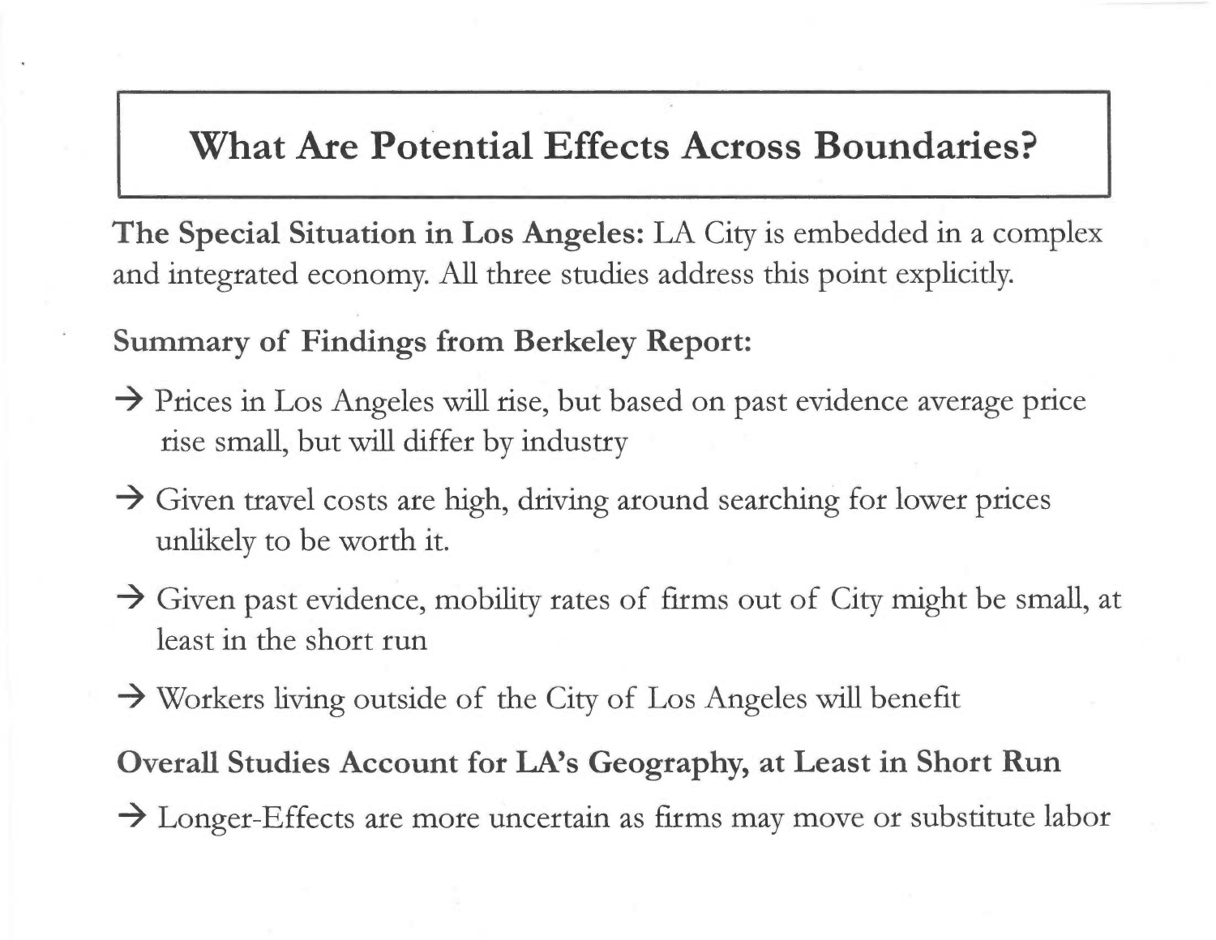# What Are Potential Effects Across Boundaries?

**The Special Situation in Los Angeles:** LA City is embedded in a complex and integrated economy. All three studies address this point explicitly.

**Summary of Findings from Berkeley Report:**

→ Prices in Los Angeles will rise, but based on past evidence average price rise small, but will differ by industry

→ Given travel costs are high, driving around searching for lower prices unlikely to be worth it.

→ Given past evidence, mobility rates of firms out of City might be small, at least in the short run

→ Workers living outside of the City of Los Angeles will benefit

**Overall Studies Account for LA's Geography, at Least in Short Run**

→ Longer-Effects are more uncertain as firms may move or substitute labor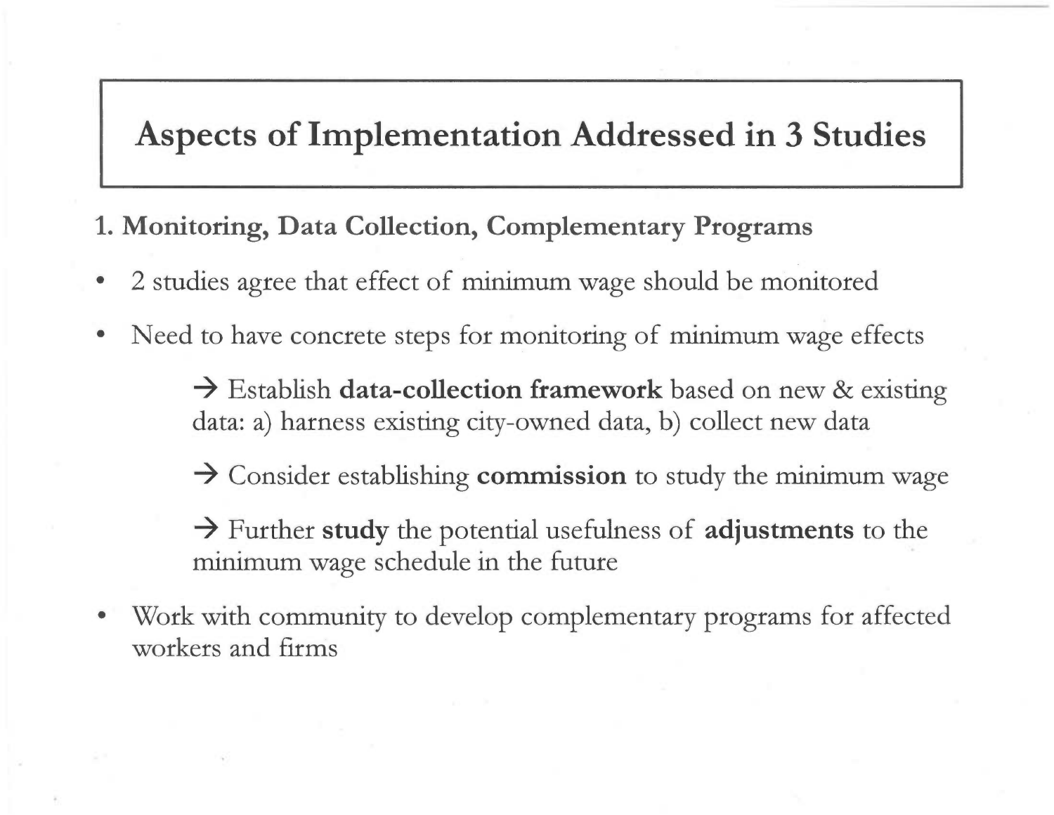# Aspects of Implementation Addressed in 3 Studies

## 1. Monitoring, Data Collection, Complementary Programs

- 2 studies agree that effect of minimum wage should be monitored
- Need to have concrete steps for monitoring of minimum wage effects

  → Establish **data-collection framework** based on new & existing data: a) harness existing city-owned data, b) collect new data

  → Consider establishing **commission** to study the minimum wage

  → Further **study** the potential usefulness of **adjustments** to the minimum wage schedule in the future

- Work with community to develop complementary programs for affected workers and firms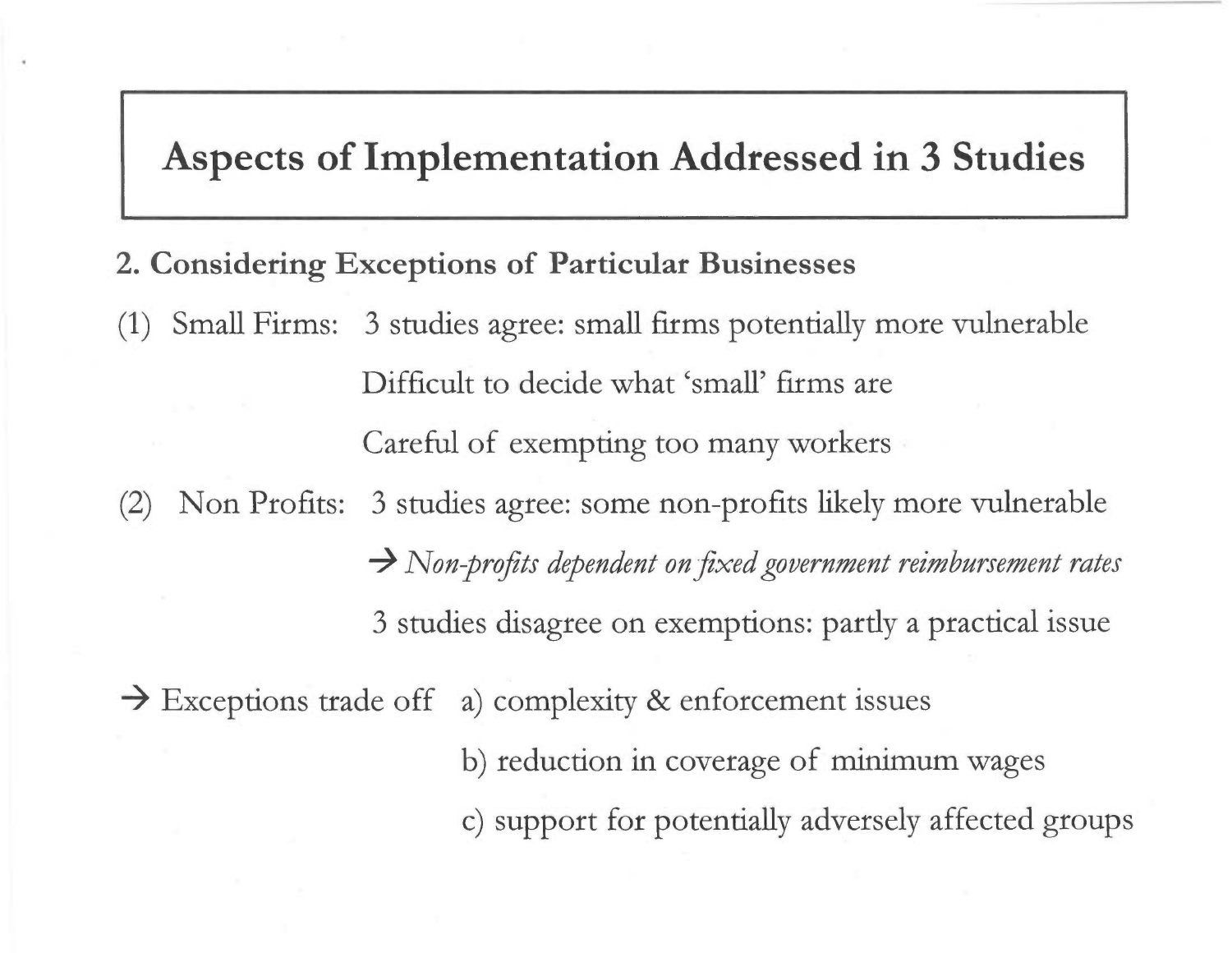# Aspects of Implementation Addressed in 3 Studies

**2. Considering Exceptions of Particular Businesses**

(1) Small Firms: 3 studies agree: small firms potentially more vulnerable

Difficult to decide what 'small' firms are

Careful of exempting too many workers

(2) Non Profits: 3 studies agree: some non-profits likely more vulnerable

→ *Non-profits dependent on fixed government reimbursement rates*

3 studies disagree on exemptions: partly a practical issue

→ Exceptions trade off a) complexity & enforcement issues

b) reduction in coverage of minimum wages

c) support for potentially adversely affected groups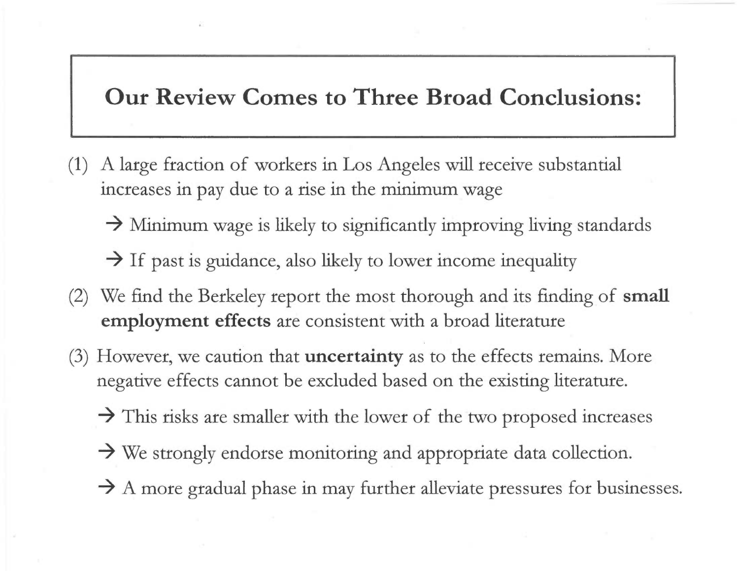## Our Review Comes to Three Broad Conclusions:

(1) A large fraction of workers in Los Angeles will receive substantial increases in pay due to a rise in the minimum wage

→ Minimum wage is likely to significantly improving living standards

→ If past is guidance, also likely to lower income inequality

(2) We find the Berkeley report the most thorough and its finding of **small employment effects** are consistent with a broad literature

(3) However, we caution that **uncertainty** as to the effects remains. More negative effects cannot be excluded based on the existing literature.

→ This risks are smaller with the lower of the two proposed increases

→ We strongly endorse monitoring and appropriate data collection.

→ A more gradual phase in may further alleviate pressures for businesses.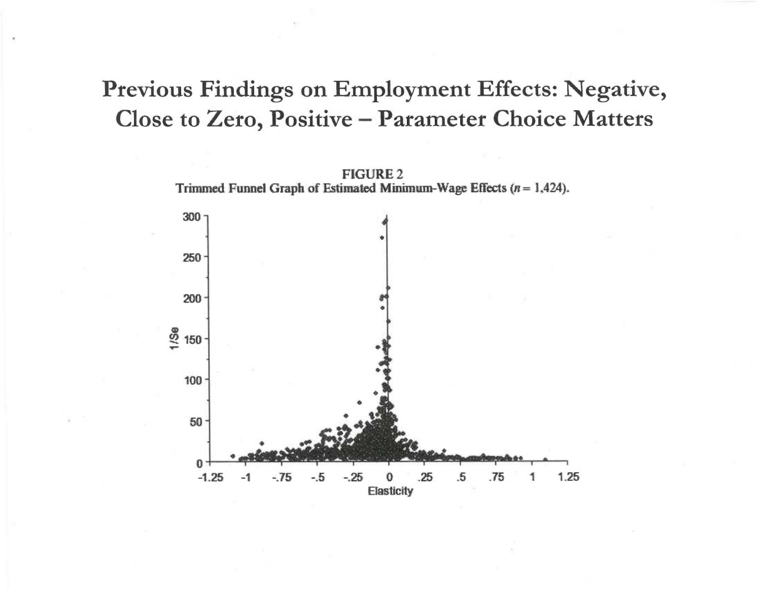# Previous Findings on Employment Effects: Negative, Close to Zero, Positive – Parameter Choice Matters

**FIGURE 2**
**Trimmed Funnel Graph of Estimated Minimum-Wage Effects ($n$ = 1,424).**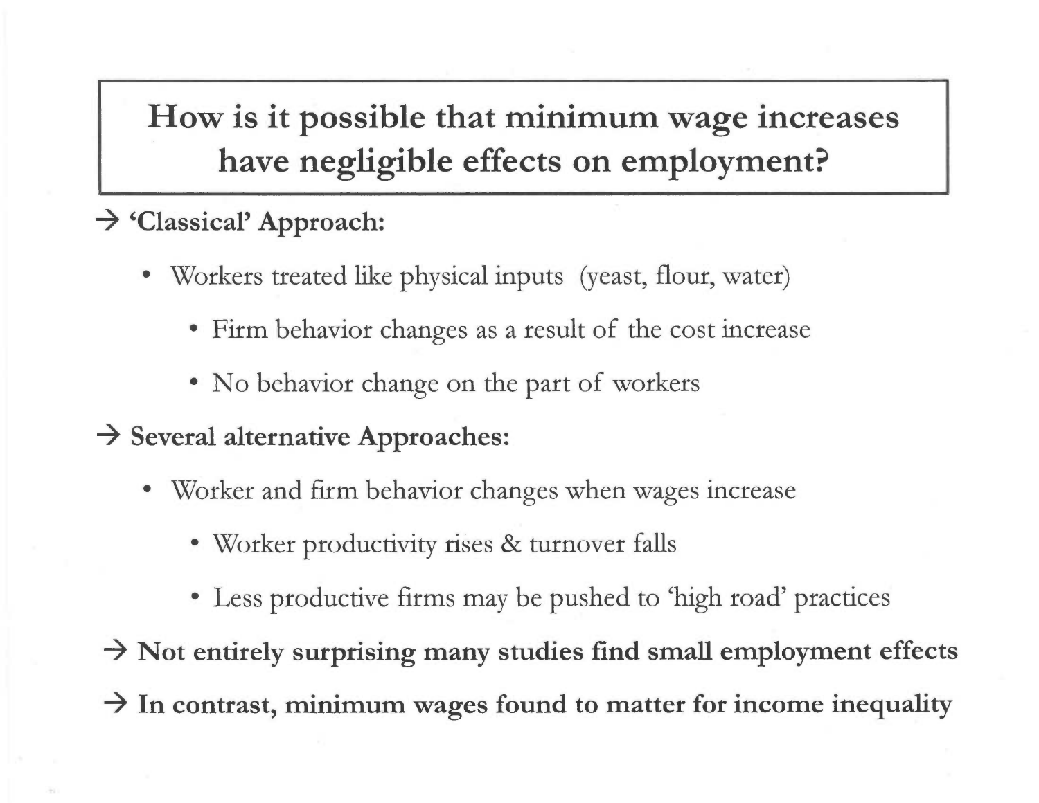# How is it possible that minimum wage increases have negligible effects on employment?

→ **'Classical' Approach:**

- Workers treated like physical inputs (yeast, flour, water)
  - Firm behavior changes as a result of the cost increase
  - No behavior change on the part of workers

→ **Several alternative Approaches:**

- Worker and firm behavior changes when wages increase
  - Worker productivity rises & turnover falls
  - Less productive firms may be pushed to 'high road' practices

→ **Not entirely surprising many studies find small employment effects**

→ **In contrast, minimum wages found to matter for income inequality**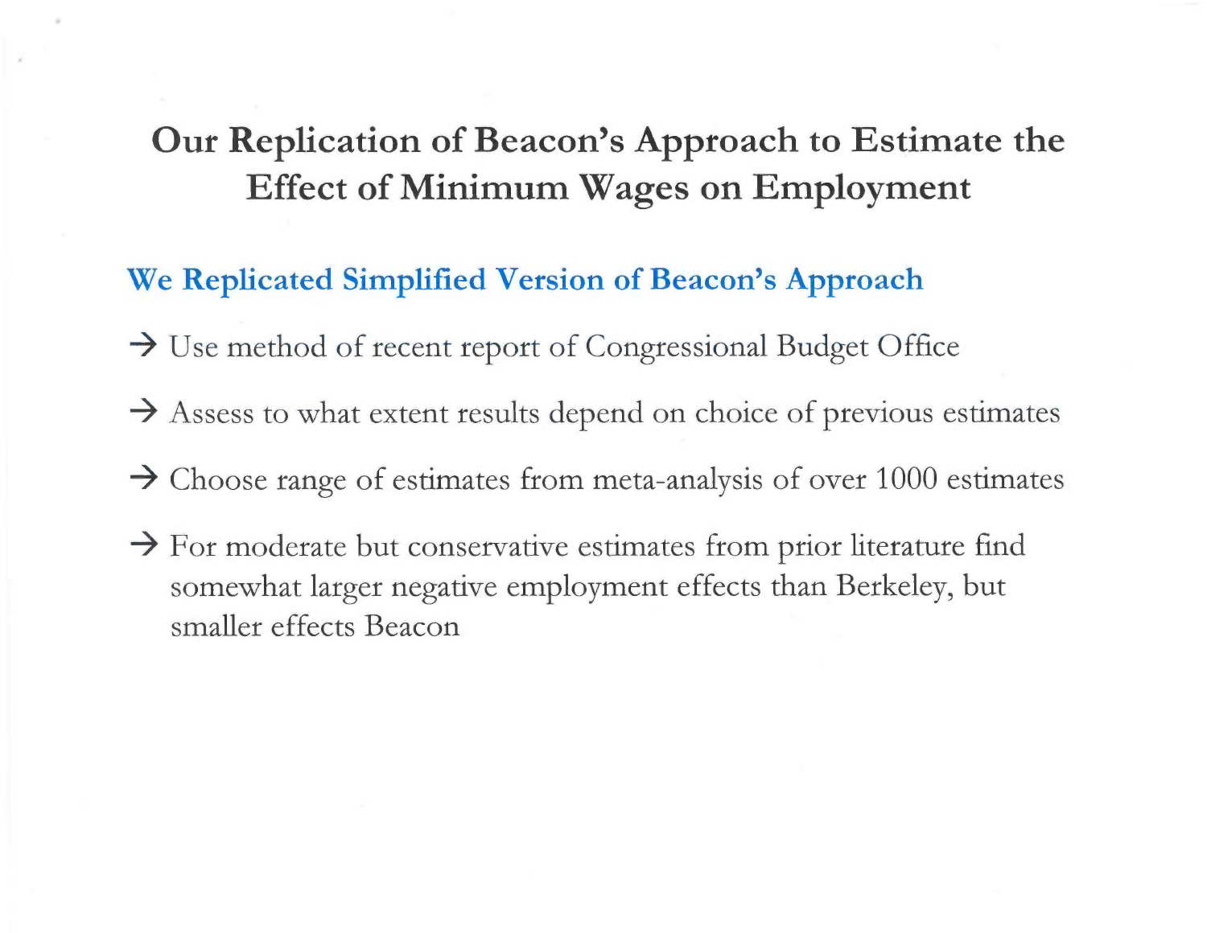# Our Replication of Beacon's Approach to Estimate the Effect of Minimum Wages on Employment

## We Replicated Simplified Version of Beacon's Approach

→ Use method of recent report of Congressional Budget Office

→ Assess to what extent results depend on choice of previous estimates

→ Choose range of estimates from meta-analysis of over 1000 estimates

→ For moderate but conservative estimates from prior literature find somewhat larger negative employment effects than Berkeley, but smaller effects Beacon